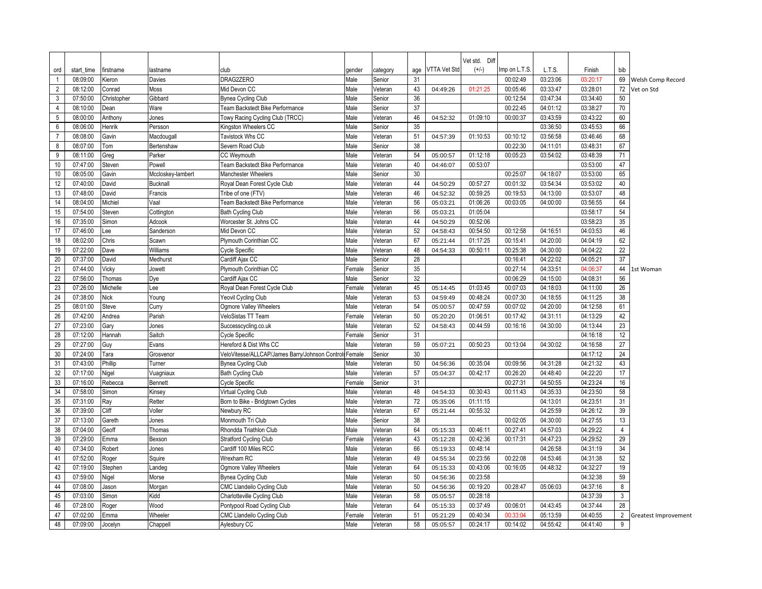| ord | start_time | firstname | lastname | club | gender | category | age | VTTA Vet Std | Vet std. Diff (+/-) | Imp on L.T.S. | L.T.S. | Finish | bib | |
|---|---|---|---|---|---|---|---|---|---|---|---|---|---|---|
| 1 | 08:09:00 | Kieron | Davies | DRAG2ZERO | Male | Senior | 31 | | | 00:02:49 | 03:23:06 | 03:20:17 | 69 | Welsh Comp Record |
| 2 | 08:12:00 | Conrad | Moss | Mid Devon CC | Male | Veteran | 43 | 04:49:26 | 01:21:25 | 00:05:46 | 03:33:47 | 03:28:01 | 72 | Vet on Std |
| 3 | 07:50:00 | Christopher | Gibbard | Bynea Cycling Club | Male | Senior | 36 | | | 00:12:54 | 03:47:34 | 03:34:40 | 50 | |
| 4 | 08:10:00 | Dean | Ware | Team Backstedt Bike Performance | Male | Senior | 37 | | | 00:22:45 | 04:01:12 | 03:38:27 | 70 | |
| 5 | 08:00:00 | Anthony | Jones | Towy Racing Cycling Club (TRCC) | Male | Veteran | 46 | 04:52:32 | 01:09:10 | 00:00:37 | 03:43:59 | 03:43:22 | 60 | |
| 6 | 08:06:00 | Henrik | Persson | Kingston Wheelers CC | Male | Senior | 35 | | | | 03:36:50 | 03:45:53 | 66 | |
| 7 | 08:08:00 | Gavin | Macdougall | Tavistock Whs CC | Male | Veteran | 51 | 04:57:39 | 01:10:53 | 00:10:12 | 03:56:58 | 03:46:46 | 68 | |
| 8 | 08:07:00 | Tom | Bertenshaw | Severn Road Club | Male | Senior | 38 | | | 00:22:30 | 04:11:01 | 03:48:31 | 67 | |
| 9 | 08:11:00 | Greg | Parker | CC Weymouth | Male | Veteran | 54 | 05:00:57 | 01:12:18 | 00:05:23 | 03:54:02 | 03:48:39 | 71 | |
| 10 | 07:47:00 | Steven | Powell | Team Backstedt Bike Performance | Male | Veteran | 40 | 04:46:07 | 00:53:07 | | | 03:53:00 | 47 | |
| 10 | 08:05:00 | Gavin | Mccloskey-lambert | Manchester Wheelers | Male | Senior | 30 | | | 00:25:07 | 04:18:07 | 03:53:00 | 65 | |
| 12 | 07:40:00 | David | Bucknall | Royal Dean Forest Cycle Club | Male | Veteran | 44 | 04:50:29 | 00:57:27 | 00:01:32 | 03:54:34 | 03:53:02 | 40 | |
| 13 | 07:48:00 | David | Francis | Tribe of one (FTV) | Male | Veteran | 46 | 04:52:32 | 00:59:25 | 00:19:53 | 04:13:00 | 03:53:07 | 48 | |
| 14 | 08:04:00 | Michiel | Vaal | Team Backstedt Bike Performance | Male | Veteran | 56 | 05:03:21 | 01:06:26 | 00:03:05 | 04:00:00 | 03:56:55 | 64 | |
| 15 | 07:54:00 | Steven | Cottington | Bath Cycling Club | Male | Veteran | 56 | 05:03:21 | 01:05:04 | | | 03:58:17 | 54 | |
| 16 | 07:35:00 | Simon | Adcook | Worcester St. Johns CC | Male | Veteran | 44 | 04:50:29 | 00:52:06 | | | 03:58:23 | 35 | |
| 17 | 07:46:00 | Lee | Sanderson | Mid Devon CC | Male | Veteran | 52 | 04:58:43 | 00:54:50 | 00:12:58 | 04:16:51 | 04:03:53 | 46 | |
| 18 | 08:02:00 | Chris | Scawn | Plymouth Corinthian CC | Male | Veteran | 67 | 05:21:44 | 01:17:25 | 00:15:41 | 04:20:00 | 04:04:19 | 62 | |
| 19 | 07:22:00 | Dave | Williams | Cycle Specific | Male | Veteran | 48 | 04:54:33 | 00:50:11 | 00:25:38 | 04:30:00 | 04:04:22 | 22 | |
| 20 | 07:37:00 | David | Medhurst | Cardiff Ajax CC | Male | Senior | 28 | | | 00:16:41 | 04:22:02 | 04:05:21 | 37 | |
| 21 | 07:44:00 | Vicky | Jowett | Plymouth Corinthian CC | Female | Senior | 35 | | | 00:27:14 | 04:33:51 | 04:06:37 | 44 | 1st Woman |
| 22 | 07:56:00 | Thomas | Dye | Cardiff Ajax CC | Male | Senior | 32 | | | 00:06:29 | 04:15:00 | 04:08:31 | 56 | |
| 23 | 07:26:00 | Michelle | Lee | Royal Dean Forest Cycle Club | Female | Veteran | 45 | 05:14:45 | 01:03:45 | 00:07:03 | 04:18:03 | 04:11:00 | 26 | |
| 24 | 07:38:00 | Nick | Young | Yeovil Cycling Club | Male | Veteran | 53 | 04:59:49 | 00:48:24 | 00:07:30 | 04:18:55 | 04:11:25 | 38 | |
| 25 | 08:01:00 | Steve | Curry | Ogmore Valley Wheelers | Male | Veteran | 54 | 05:00:57 | 00:47:59 | 00:07:02 | 04:20:00 | 04:12:58 | 61 | |
| 26 | 07:42:00 | Andrea | Parish | VeloSistas TT Team | Female | Veteran | 50 | 05:20:20 | 01:06:51 | 00:17:42 | 04:31:11 | 04:13:29 | 42 | |
| 27 | 07:23:00 | Gary | Jones | Successcycling.co.uk | Male | Veteran | 52 | 04:58:43 | 00:44:59 | 00:16:16 | 04:30:00 | 04:13:44 | 23 | |
| 28 | 07:12:00 | Hannah | Saitch | Cycle Specific | Female | Senior | 31 | | | | | 04:16:18 | 12 | |
| 29 | 07:27:00 | Guy | Evans | Hereford & Dist Whs CC | Male | Veteran | 59 | 05:07:21 | 00:50:23 | 00:13:04 | 04:30:02 | 04:16:58 | 27 | |
| 30 | 07:24:00 | Tara | Grosvenor | VeloVitesse/ALLCAP/James Barry/Johnson Controls | Female | Senior | 30 | | | | | 04:17:12 | 24 | |
| 31 | 07:43:00 | Phillip | Turner | Bynea Cycling Club | Male | Veteran | 50 | 04:56:36 | 00:35:04 | 00:09:56 | 04:31:28 | 04:21:32 | 43 | |
| 32 | 07:17:00 | Nigel | Vuagniaux | Bath Cycling Club | Male | Veteran | 57 | 05:04:37 | 00:42:17 | 00:26:20 | 04:48:40 | 04:22:20 | 17 | |
| 33 | 07:16:00 | Rebecca | Bennett | Cycle Specific | Female | Senior | 31 | | | 00:27:31 | 04:50:55 | 04:23:24 | 16 | |
| 34 | 07:58:00 | Simon | Kinsey | Virtual Cycling Club | Male | Veteran | 48 | 04:54:33 | 00:30:43 | 00:11:43 | 04:35:33 | 04:23:50 | 58 | |
| 35 | 07:31:00 | Ray | Retter | Born to Bike - Bridgtown Cycles | Male | Veteran | 72 | 05:35:06 | 01:11:15 | | 04:13:01 | 04:23:51 | 31 | |
| 36 | 07:39:00 | Cliff | Voller | Newbury RC | Male | Veteran | 67 | 05:21:44 | 00:55:32 | | 04:25:59 | 04:26:12 | 39 | |
| 37 | 07:13:00 | Gareth | Jones | Monmouth Tri Club | Male | Senior | 38 | | | 00:02:05 | 04:30:00 | 04:27:55 | 13 | |
| 38 | 07:04:00 | Geoff | Thomas | Rhondda Triathlon Club | Male | Veteran | 64 | 05:15:33 | 00:46:11 | 00:27:41 | 04:57:03 | 04:29:22 | 4 | |
| 39 | 07:29:00 | Emma | Bexson | Stratford Cycling Club | Female | Veteran | 43 | 05:12:28 | 00:42:36 | 00:17:31 | 04:47:23 | 04:29:52 | 29 | |
| 40 | 07:34:00 | Robert | Jones | Cardiff 100 Miles RCC | Male | Veteran | 66 | 05:19:33 | 00:48:14 | | 04:26:58 | 04:31:19 | 34 | |
| 41 | 07:52:00 | Roger | Squire | Wrexham RC | Male | Veteran | 49 | 04:55:34 | 00:23:56 | 00:22:08 | 04:53:46 | 04:31:38 | 52 | |
| 42 | 07:19:00 | Stephen | Landeg | Ogmore Valley Wheelers | Male | Veteran | 64 | 05:15:33 | 00:43:06 | 00:16:05 | 04:48:32 | 04:32:27 | 19 | |
| 43 | 07:59:00 | Nigel | Morse | Bynea Cycling Club | Male | Veteran | 50 | 04:56:36 | 00:23:58 | | | 04:32:38 | 59 | |
| 44 | 07:08:00 | Jason | Morgan | CMC Llandeilo Cycling Club | Male | Veteran | 50 | 04:56:36 | 00:19:20 | 00:28:47 | 05:06:03 | 04:37:16 | 8 | |
| 45 | 07:03:00 | Simon | Kidd | Charlotteville Cycling Club | Male | Veteran | 58 | 05:05:57 | 00:28:18 | | | 04:37:39 | 3 | |
| 46 | 07:28:00 | Roger | Wood | Pontypool Road Cycling Club | Male | Veteran | 64 | 05:15:33 | 00:37:49 | 00:06:01 | 04:43:45 | 04:37:44 | 28 | |
| 47 | 07:02:00 | Emma | Wheeler | CMC Llandeilo Cycling Club | Female | Veteran | 51 | 05:21:29 | 00:40:34 | 00:33:04 | 05:13:59 | 04:40:55 | 2 | Greatest Improvement |
| 48 | 07:09:00 | Jocelyn | Chappell | Aylesbury CC | Male | Veteran | 58 | 05:05:57 | 00:24:17 | 00:14:02 | 04:55:42 | 04:41:40 | 9 | |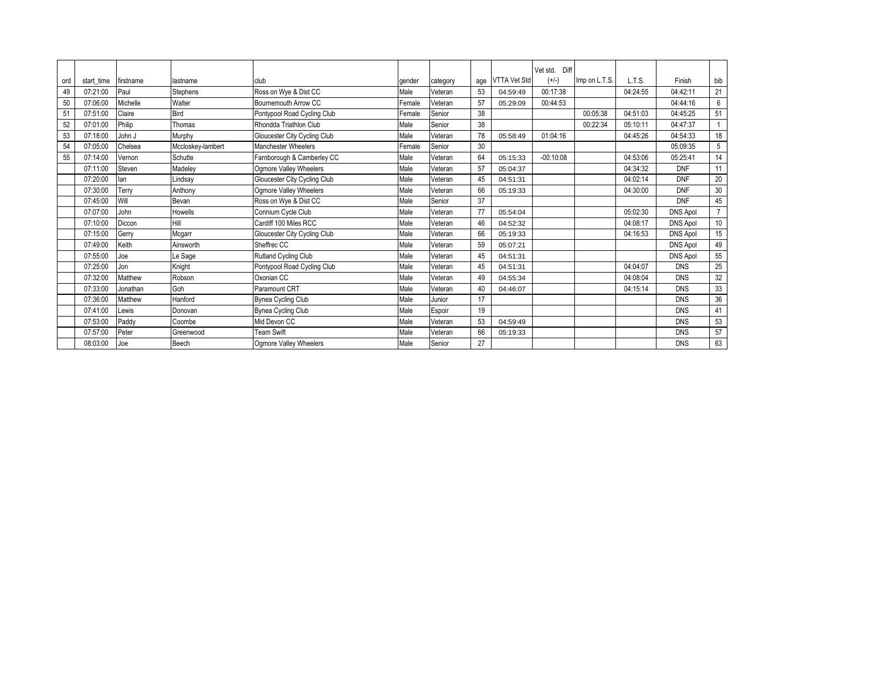| ord | start_time | firstname | lastname | club | gender | category | age | VTTA Vet Std | Vet std. Diff (+/-) | Imp on L.T.S. | L.T.S. | Finish | bib |
|---|---|---|---|---|---|---|---|---|---|---|---|---|---|
| 49 | 07:21:00 | Paul | Stephens | Ross on Wye & Dist CC | Male | Veteran | 53 | 04:59:49 | 00:17:38 | | 04:24:55 | 04:42:11 | 21 |
| 50 | 07:06:00 | Michelle | Walter | Bournemouth Arrow CC | Female | Veteran | 57 | 05:29:09 | 00:44:53 | | | 04:44:16 | 6 |
| 51 | 07:51:00 | Claire | Bird | Pontypool Road Cycling Club | Female | Senior | 38 | | | 00:05:38 | 04:51:03 | 04:45:25 | 51 |
| 52 | 07:01:00 | Philip | Thomas | Rhondda Triathlon Club | Male | Senior | 38 | | | 00:22:34 | 05:10:11 | 04:47:37 | 1 |
| 53 | 07:18:00 | John J | Murphy | Gloucester City Cycling Club | Male | Veteran | 78 | 05:58:49 | 01:04:16 | | 04:45:26 | 04:54:33 | 18 |
| 54 | 07:05:00 | Chelsea | Mccloskey-lambert | Manchester Wheelers | Female | Senior | 30 | | | | | 05:09:35 | 5 |
| 55 | 07:14:00 | Vernon | Schutte | Farnborough & Camberley CC | Male | Veteran | 64 | 05:15:33 | -00:10:08 | | 04:53:06 | 05:25:41 | 14 |
| | 07:11:00 | Steven | Madeley | Ogmore Valley Wheelers | Male | Veteran | 57 | 05:04:37 | | | 04:34:32 | DNF | 11 |
| | 07:20:00 | Ian | Lindsay | Gloucester City Cycling Club | Male | Veteran | 45 | 04:51:31 | | | 04:02:14 | DNF | 20 |
| | 07:30:00 | Terry | Anthony | Ogmore Valley Wheelers | Male | Veteran | 66 | 05:19:33 | | | 04:30:00 | DNF | 30 |
| | 07:45:00 | Will | Bevan | Ross on Wye & Dist CC | Male | Senior | 37 | | | | | DNF | 45 |
| | 07:07:00 | John | Howells | Corinium Cycle Club | Male | Veteran | 77 | 05:54:04 | | | 05:02:30 | DNS Apol | 7 |
| | 07:10:00 | Diccon | Hill | Cardiff 100 Miles RCC | Male | Veteran | 46 | 04:52:32 | | | 04:08:17 | DNS Apol | 10 |
| | 07:15:00 | Gerry | Mcgarr | Gloucester City Cycling Club | Male | Veteran | 66 | 05:19:33 | | | 04:16:53 | DNS Apol | 15 |
| | 07:49:00 | Keith | Ainsworth | Sheffrec CC | Male | Veteran | 59 | 05:07:21 | | | | DNS Apol | 49 |
| | 07:55:00 | Joe | Le Sage | Rutland Cycling Club | Male | Veteran | 45 | 04:51:31 | | | | DNS Apol | 55 |
| | 07:25:00 | Jon | Knight | Pontypool Road Cycling Club | Male | Veteran | 45 | 04:51:31 | | | 04:04:07 | DNS | 25 |
| | 07:32:00 | Matthew | Robson | Oxonian CC | Male | Veteran | 49 | 04:55:34 | | | 04:08:04 | DNS | 32 |
| | 07:33:00 | Jonathan | Goh | Paramount CRT | Male | Veteran | 40 | 04:46:07 | | | 04:15:14 | DNS | 33 |
| | 07:36:00 | Matthew | Hanford | Bynea Cycling Club | Male | Junior | 17 | | | | | DNS | 36 |
| | 07:41:00 | Lewis | Donovan | Bynea Cycling Club | Male | Espoir | 19 | | | | | DNS | 41 |
| | 07:53:00 | Paddy | Coombe | Mid Devon CC | Male | Veteran | 53 | 04:59:49 | | | | DNS | 53 |
| | 07:57:00 | Peter | Greenwood | Team Swift | Male | Veteran | 66 | 05:19:33 | | | | DNS | 57 |
| | 08:03:00 | Joe | Beech | Ogmore Valley Wheelers | Male | Senior | 27 | | | | | DNS | 63 |